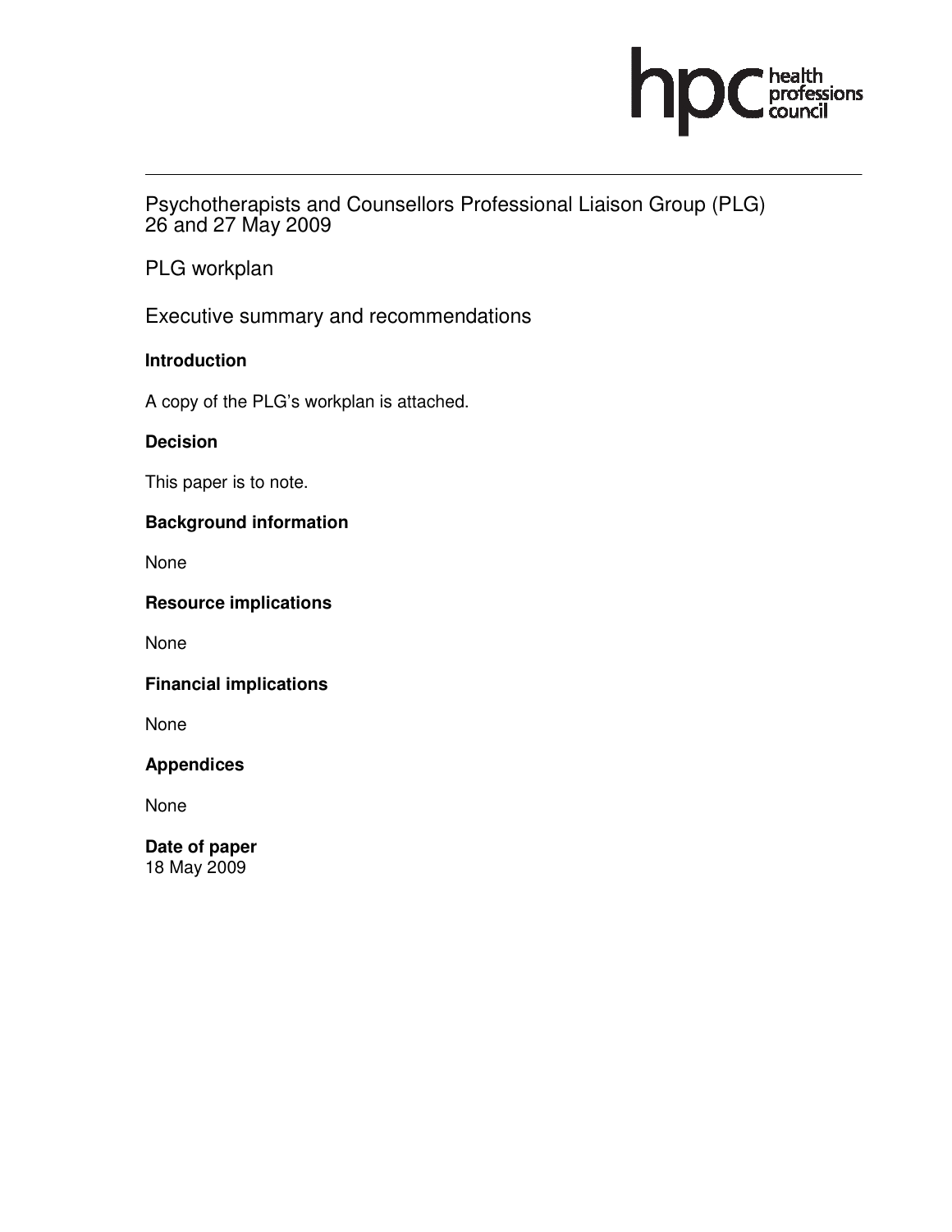Psychotherapists and Counsellors Professional Liaison Group (PLG)
26 and 27 May 2009

PLG workplan

Executive summary and recommendations

**Introduction**

A copy of the PLG's workplan is attached.

**Decision**

This paper is to note.

**Background information**

None

**Resource implications**

None

**Financial implications**

None

**Appendices**

None

**Date of paper**
18 May 2009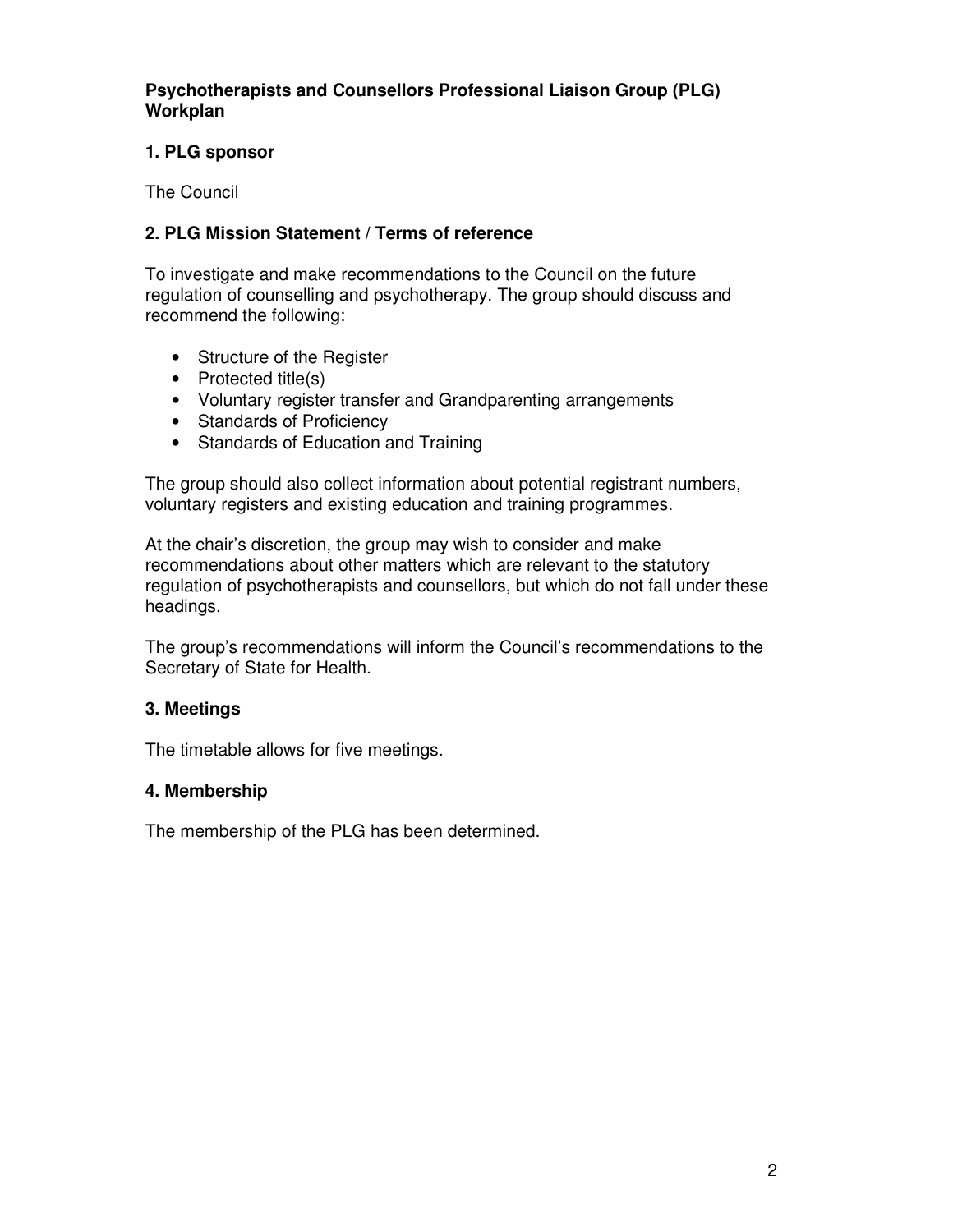**Psychotherapists and Counsellors Professional Liaison Group (PLG) Workplan**

## 1. PLG sponsor

The Council

## 2. PLG Mission Statement / Terms of reference

To investigate and make recommendations to the Council on the future regulation of counselling and psychotherapy. The group should discuss and recommend the following:

- Structure of the Register
- Protected title(s)
- Voluntary register transfer and Grandparenting arrangements
- Standards of Proficiency
- Standards of Education and Training

The group should also collect information about potential registrant numbers, voluntary registers and existing education and training programmes.

At the chair's discretion, the group may wish to consider and make recommendations about other matters which are relevant to the statutory regulation of psychotherapists and counsellors, but which do not fall under these headings.

The group's recommendations will inform the Council's recommendations to the Secretary of State for Health.

## 3. Meetings

The timetable allows for five meetings.

## 4. Membership

The membership of the PLG has been determined.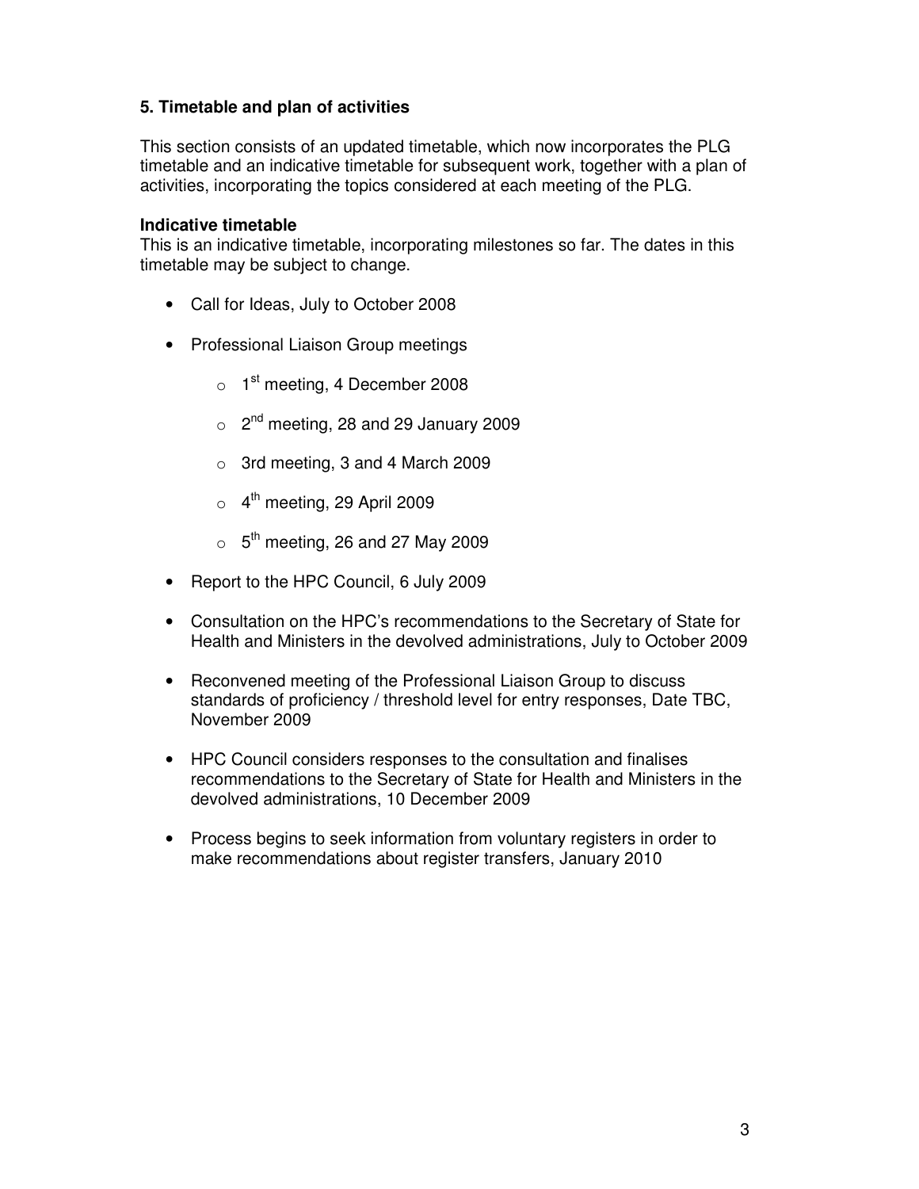### 5. Timetable and plan of activities

This section consists of an updated timetable, which now incorporates the PLG timetable and an indicative timetable for subsequent work, together with a plan of activities, incorporating the topics considered at each meeting of the PLG.

**Indicative timetable**

This is an indicative timetable, incorporating milestones so far. The dates in this timetable may be subject to change.

- Call for Ideas, July to October 2008
- Professional Liaison Group meetings
  - 1st meeting, 4 December 2008
  - 2nd meeting, 28 and 29 January 2009
  - 3rd meeting, 3 and 4 March 2009
  - 4th meeting, 29 April 2009
  - 5th meeting, 26 and 27 May 2009
- Report to the HPC Council, 6 July 2009
- Consultation on the HPC's recommendations to the Secretary of State for Health and Ministers in the devolved administrations, July to October 2009
- Reconvened meeting of the Professional Liaison Group to discuss standards of proficiency / threshold level for entry responses, Date TBC, November 2009
- HPC Council considers responses to the consultation and finalises recommendations to the Secretary of State for Health and Ministers in the devolved administrations, 10 December 2009
- Process begins to seek information from voluntary registers in order to make recommendations about register transfers, January 2010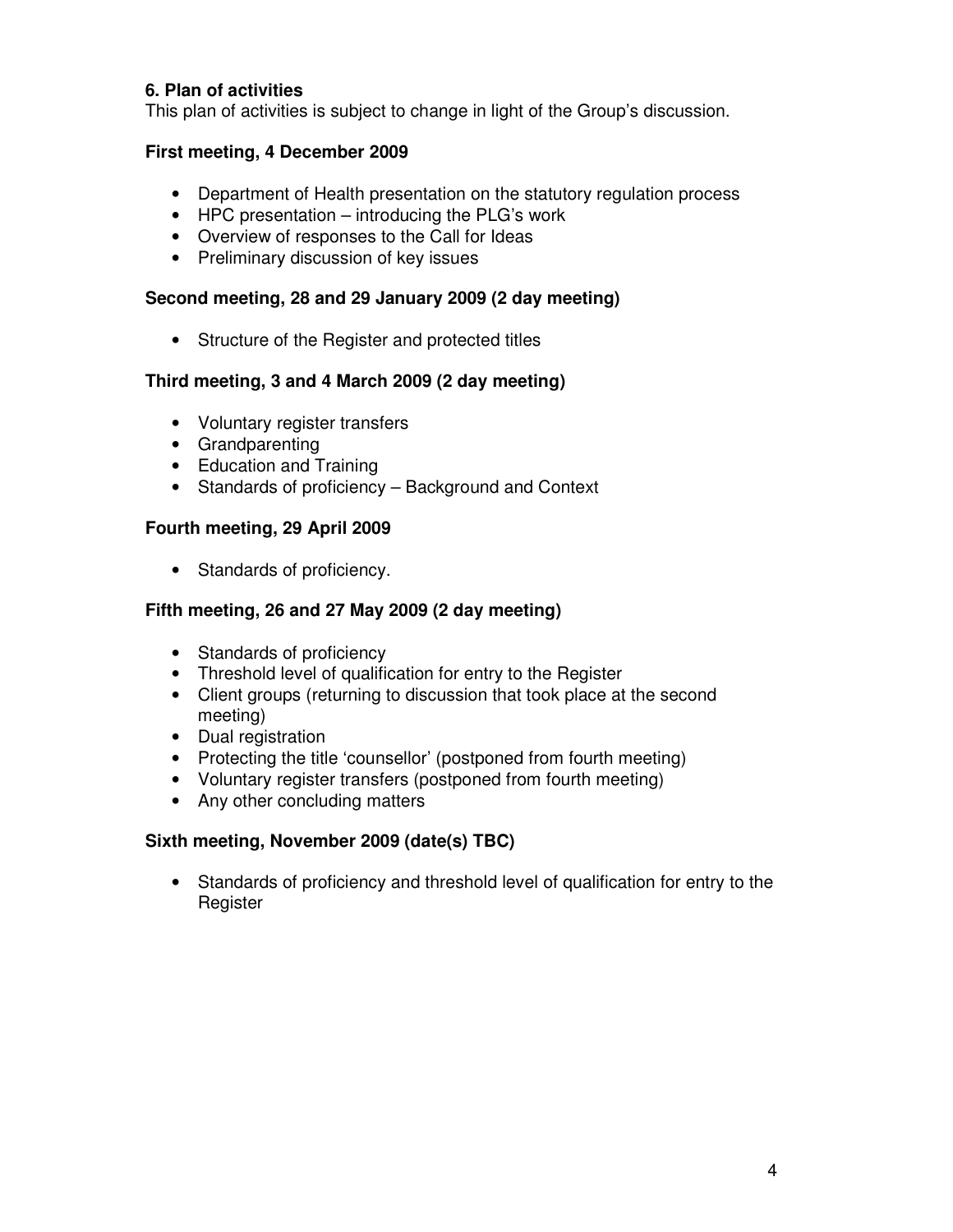## 6. Plan of activities

This plan of activities is subject to change in light of the Group's discussion.

### First meeting, 4 December 2009

- Department of Health presentation on the statutory regulation process
- HPC presentation – introducing the PLG's work
- Overview of responses to the Call for Ideas
- Preliminary discussion of key issues

### Second meeting, 28 and 29 January 2009 (2 day meeting)

- Structure of the Register and protected titles

### Third meeting, 3 and 4 March 2009 (2 day meeting)

- Voluntary register transfers
- Grandparenting
- Education and Training
- Standards of proficiency – Background and Context

### Fourth meeting, 29 April 2009

- Standards of proficiency.

### Fifth meeting, 26 and 27 May 2009 (2 day meeting)

- Standards of proficiency
- Threshold level of qualification for entry to the Register
- Client groups (returning to discussion that took place at the second meeting)
- Dual registration
- Protecting the title 'counsellor' (postponed from fourth meeting)
- Voluntary register transfers (postponed from fourth meeting)
- Any other concluding matters

### Sixth meeting, November 2009 (date(s) TBC)

- Standards of proficiency and threshold level of qualification for entry to the Register